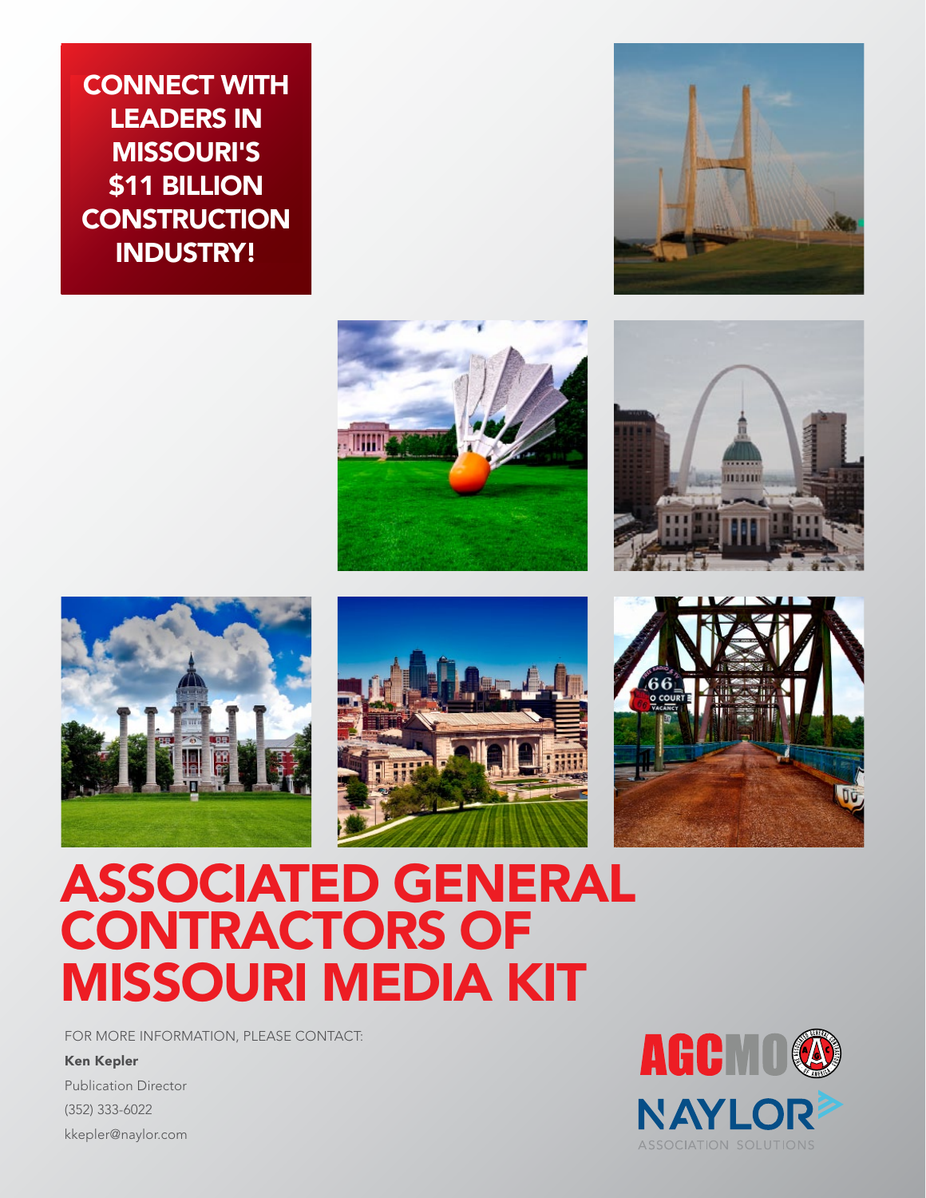**CONNECT WITH LEADERS IN MISSOURI'S $11 BILLION CONSTRUCTION INDUSTRY!**

# ASSOCIATED GENERAL CONTRACTORS OF MISSOURI MEDIA KIT

FOR MORE INFORMATION, PLEASE CONTACT:

**Ken Kepler**
Publication Director
(352) 333-6022
kkepler@naylor.com

AGCMO

NAYLOR ASSOCIATION SOLUTIONS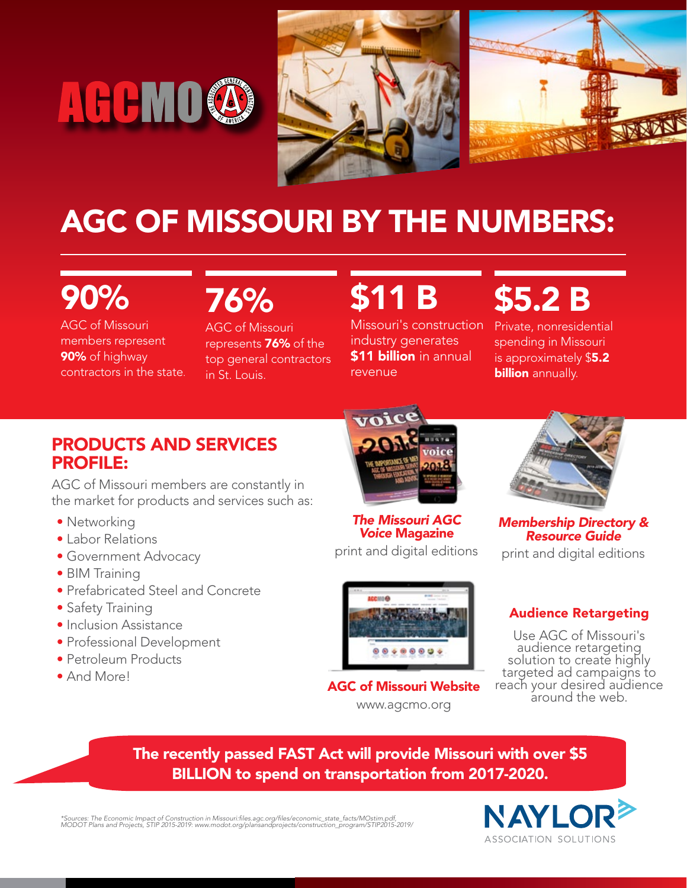AGCMO

# AGC OF MISSOURI BY THE NUMBERS:

## 90%

AGC of Missouri members represent **90%** of highway contractors in the state.

## 76%

AGC of Missouri represents **76%** of the top general contractors in St. Louis.

## $11 B

Missouri's construction industry generates **$11 billion** in annual revenue

## $5.2 B

Private, nonresidential spending in Missouri is approximately $**5.2 billion** annually.

## PRODUCTS AND SERVICES PROFILE:

AGC of Missouri members are constantly in the market for products and services such as:

- Networking
- Labor Relations
- Government Advocacy
- BIM Training
- Prefabricated Steel and Concrete
- Safety Training
- Inclusion Assistance
- Professional Development
- Petroleum Products
- And More!

***The Missouri AGC Voice* Magazine**
print and digital editions

***Membership Directory & Resource Guide***
print and digital editions

**AGC of Missouri Website**
www.agcmo.org

**Audience Retargeting**

Use AGC of Missouri's audience retargeting solution to create highly targeted ad campaigns to reach your desired audience around the web.

**The recently passed FAST Act will provide Missouri with over $5 BILLION to spend on transportation from 2017-2020.**

*\*Sources: The Economic Impact of Construction in Missouri:files.agc.org/files/economic_state_facts/MOstim.pdf, MODOT Plans and Projects, STIP 2015-2019: www.modot.org/plansandprojects/construction_program/STIP2015-2019/*

NAYLOR ASSOCIATION SOLUTIONS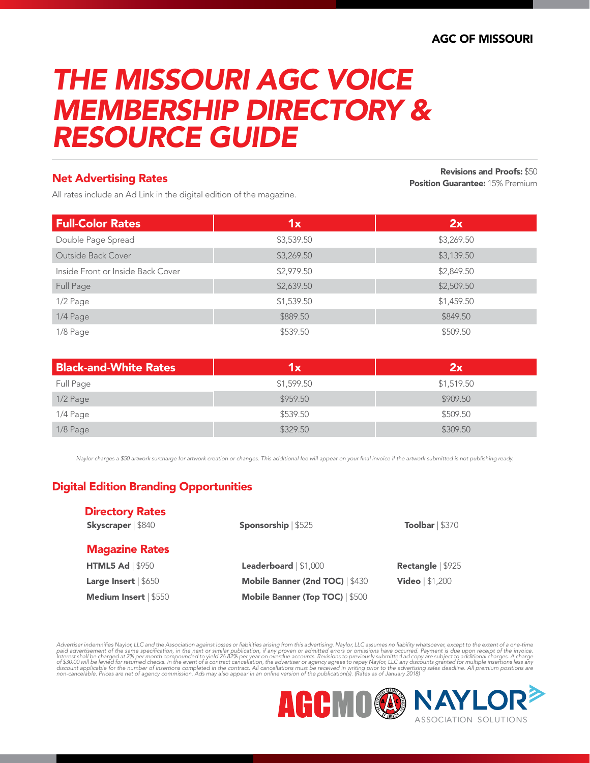AGC OF MISSOURI

# THE MISSOURI AGC VOICE MEMBERSHIP DIRECTORY & RESOURCE GUIDE

## Net Advertising Rates

**Revisions and Proofs:** $50
**Position Guarantee:** 15% Premium

All rates include an Ad Link in the digital edition of the magazine.

| Full-Color Rates | 1x | 2x |
|---|---|---|
| Double Page Spread | $3,539.50 | $3,269.50 |
| Outside Back Cover | $3,269.50 | $3,139.50 |
| Inside Front or Inside Back Cover | $2,979.50 | $2,849.50 |
| Full Page | $2,639.50 | $2,509.50 |
| 1/2 Page | $1,539.50 | $1,459.50 |
| 1/4 Page | $889.50 | $849.50 |
| 1/8 Page | $539.50 | $509.50 |

| Black-and-White Rates | 1x | 2x |
|---|---|---|
| Full Page | $1,599.50 | $1,519.50 |
| 1/2 Page | $959.50 | $909.50 |
| 1/4 Page | $539.50 | $509.50 |
| 1/8 Page | $329.50 | $309.50 |

*Naylor charges a $50 artwork surcharge for artwork creation or changes. This additional fee will appear on your final invoice if the artwork submitted is not publishing ready.*

## Digital Edition Branding Opportunities

### Directory Rates

**Skyscraper** | $840

**Sponsorship** | $525

**Toolbar** | $370

### Magazine Rates

**HTML5 Ad** | $950

**Large Insert** | $650

**Medium Insert** | $550

**Leaderboard** | $1,000

**Mobile Banner (2nd TOC)** | $430

**Mobile Banner (Top TOC)** | $500

**Rectangle** | $925

**Video** | $1,200

*Advertiser indemnifies Naylor, LLC and the Association against losses or liabilities arising from this advertising. Naylor, LLC assumes no liability whatsoever, except to the extent of a one-time paid advertisement of the same specification, in the next or similar publication, if any proven or admitted errors or omissions have occurred. Payment is due upon receipt of the invoice. Interest shall be charged at 2% per month compounded to yield 26.82% per year on overdue accounts. Revisions to previously submitted ad copy are subject to additional charges. A charge of $30.00 will be levied for returned checks. In the event of a contract cancellation, the advertiser or agency agrees to repay Naylor, LLC any discounts granted for multiple insertions less any discount applicable for the number of insertions completed in the contract. All cancellations must be received in writing prior to the advertising sales deadline. All premium positions are non-cancelable. Prices are net of agency commission. Ads may also appear in an online version of the publication(s). (Rates as of January 2018)*

AGCMO NAYLOR ASSOCIATION SOLUTIONS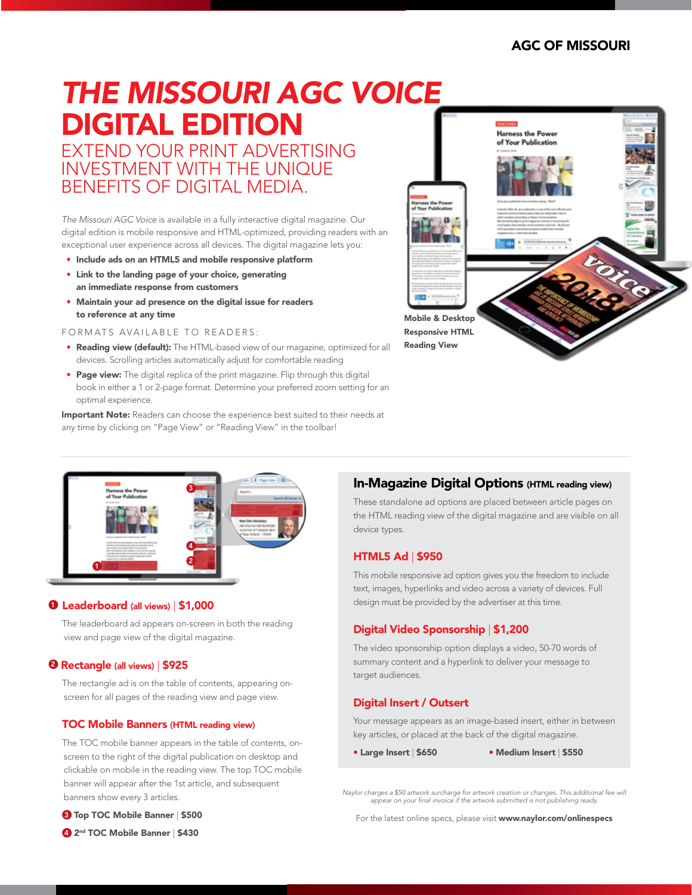AGC OF MISSOURI

# *THE MISSOURI AGC VOICE* DIGITAL EDITION

## EXTEND YOUR PRINT ADVERTISING INVESTMENT WITH THE UNIQUE BENEFITS OF DIGITAL MEDIA.

*The Missouri AGC Voice* is available in a fully interactive digital magazine. Our digital edition is mobile responsive and HTML-optimized, providing readers with an exceptional user experience across all devices. The digital magazine lets you:

- **Include ads on an HTML5 and mobile responsive platform**
- **Link to the landing page of your choice, generating an immediate response from customers**
- **Maintain your ad presence on the digital issue for readers to reference at any time**

FORMATS AVAILABLE TO READERS:

- **Reading view (default):** The HTML-based view of our magazine, optimized for all devices. Scrolling articles automatically adjust for comfortable reading
- **Page view:** The digital replica of the print magazine. Flip through this digital book in either a 1 or 2-page format. Determine your preferred zoom setting for an optimal experience.

**Important Note:** Readers can choose the experience best suited to their needs at any time by clicking on "Page View" or "Reading View" in the toolbar!

**Mobile & Desktop Responsive HTML Reading View**

### ❶ Leaderboard (all views) | $1,000

The leaderboard ad appears on-screen in both the reading view and page view of the digital magazine.

### ❷ Rectangle (all views) | $925

The rectangle ad is on the table of contents, appearing on-screen for all pages of the reading view and page view.

### TOC Mobile Banners (HTML reading view)

The TOC mobile banner appears in the table of contents, on-screen to the right of the digital publication on desktop and clickable on mobile in the reading view. The top TOC mobile banner will appear after the 1st article, and subsequent banners show every 3 articles.

❸ **Top TOC Mobile Banner** | **$500**

❹ **2nd TOC Mobile Banner** | **$430**

## In-Magazine Digital Options (HTML reading view)

These standalone ad options are placed between article pages on the HTML reading view of the digital magazine and are visible on all device types.

### HTML5 Ad | $950

This mobile responsive ad option gives you the freedom to include text, images, hyperlinks and video across a variety of devices. Full design must be provided by the advertiser at this time.

### Digital Video Sponsorship | $1,200

The video sponsorship option displays a video, 50-70 words of summary content and a hyperlink to deliver your message to target audiences.

### Digital Insert / Outsert

Your message appears as an image-based insert, either in between key articles, or placed at the back of the digital magazine.

- **Large Insert** | **$650**
- **Medium Insert** | **$550**

*Naylor charges a $50 artwork surcharge for artwork creation or changes. This additional fee will appear on your final invoice if the artwork submitted is not publishing ready.*

For the latest online specs, please visit **www.naylor.com/onlinespecs**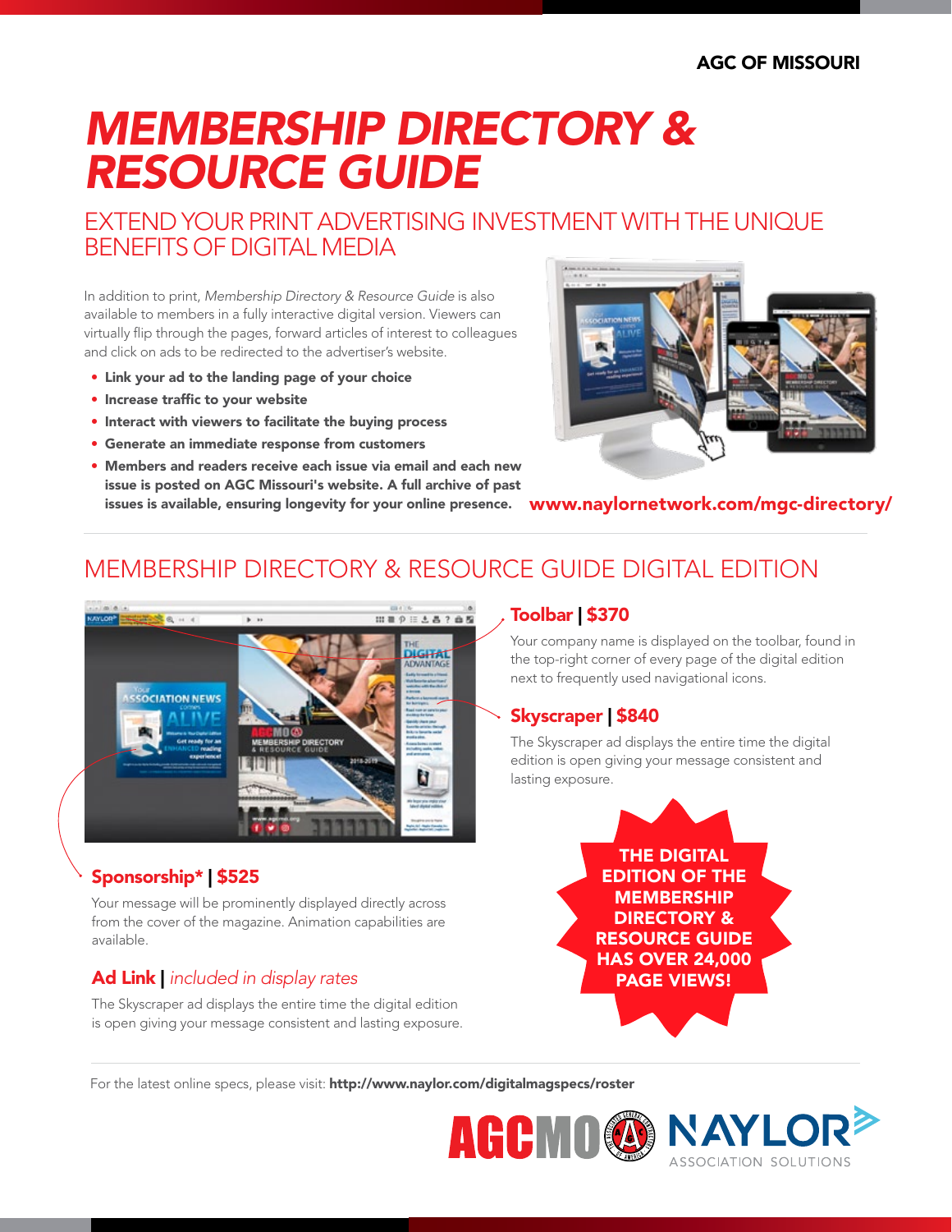AGC OF MISSOURI

# MEMBERSHIP DIRECTORY & RESOURCE GUIDE

## EXTEND YOUR PRINT ADVERTISING INVESTMENT WITH THE UNIQUE BENEFITS OF DIGITAL MEDIA

In addition to print, *Membership Directory & Resource Guide* is also available to members in a fully interactive digital version. Viewers can virtually flip through the pages, forward articles of interest to colleagues and click on ads to be redirected to the advertiser's website.

- **Link your ad to the landing page of your choice**
- **Increase traffic to your website**
- **Interact with viewers to facilitate the buying process**
- **Generate an immediate response from customers**
- **Members and readers receive each issue via email and each new issue is posted on AGC Missouri's website. A full archive of past issues is available, ensuring longevity for your online presence.**

**www.naylornetwork.com/mgc-directory/**

## MEMBERSHIP DIRECTORY & RESOURCE GUIDE DIGITAL EDITION

### Toolbar | $370

Your company name is displayed on the toolbar, found in the top-right corner of every page of the digital edition next to frequently used navigational icons.

### Skyscraper | $840

The Skyscraper ad displays the entire time the digital edition is open giving your message consistent and lasting exposure.

### Sponsorship* | $525

Your message will be prominently displayed directly across from the cover of the magazine. Animation capabilities are available.

### Ad Link | *included in display rates*

The Skyscraper ad displays the entire time the digital edition is open giving your message consistent and lasting exposure.

**THE DIGITAL EDITION OF THE MEMBERSHIP DIRECTORY & RESOURCE GUIDE HAS OVER 24,000 PAGE VIEWS!**

For the latest online specs, please visit: **http://www.naylor.com/digitalmagspecs/roster**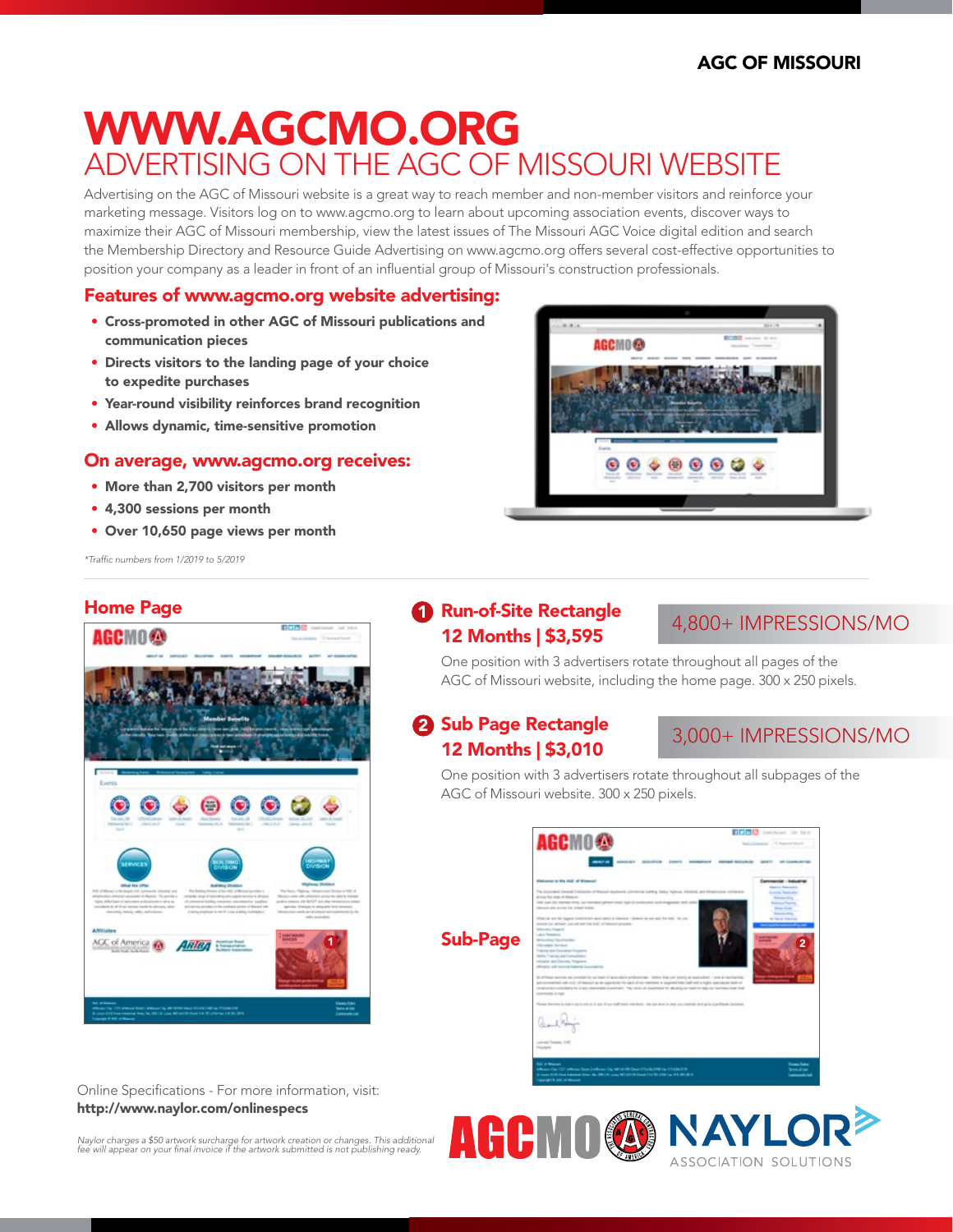AGC OF MISSOURI

# WWW.AGCMO.ORG

## ADVERTISING ON THE AGC OF MISSOURI WEBSITE

Advertising on the AGC of Missouri website is a great way to reach member and non-member visitors and reinforce your marketing message. Visitors log on to www.agcmo.org to learn about upcoming association events, discover ways to maximize their AGC of Missouri membership, view the latest issues of The Missouri AGC Voice digital edition and search the Membership Directory and Resource Guide Advertising on www.agcmo.org offers several cost-effective opportunities to position your company as a leader in front of an influential group of Missouri's construction professionals.

### Features of www.agcmo.org website advertising:

- **Cross-promoted in other AGC of Missouri publications and communication pieces**
- **Directs visitors to the landing page of your choice to expedite purchases**
- **Year-round visibility reinforces brand recognition**
- **Allows dynamic, time-sensitive promotion**

### On average, www.agcmo.org receives:

- **More than 2,700 visitors per month**
- **4,300 sessions per month**
- **Over 10,650 page views per month**

*\*Traffic numbers from 1/2019 to 5/2019*

### Home Page

### 1 Run-of-Site Rectangle 12 Months | $3,595

4,800+ IMPRESSIONS/MO

One position with 3 advertisers rotate throughout all pages of the AGC of Missouri website, including the home page. 300 x 250 pixels.

### 2 Sub Page Rectangle 12 Months | $3,010

3,000+ IMPRESSIONS/MO

One position with 3 advertisers rotate throughout all subpages of the AGC of Missouri website. 300 x 250 pixels.

### Sub-Page

Online Specifications - For more information, visit:
**http://www.naylor.com/onlinespecs**

*Naylor charges a $50 artwork surcharge for artwork creation or changes. This additional fee will appear on your final invoice if the artwork submitted is not publishing ready.*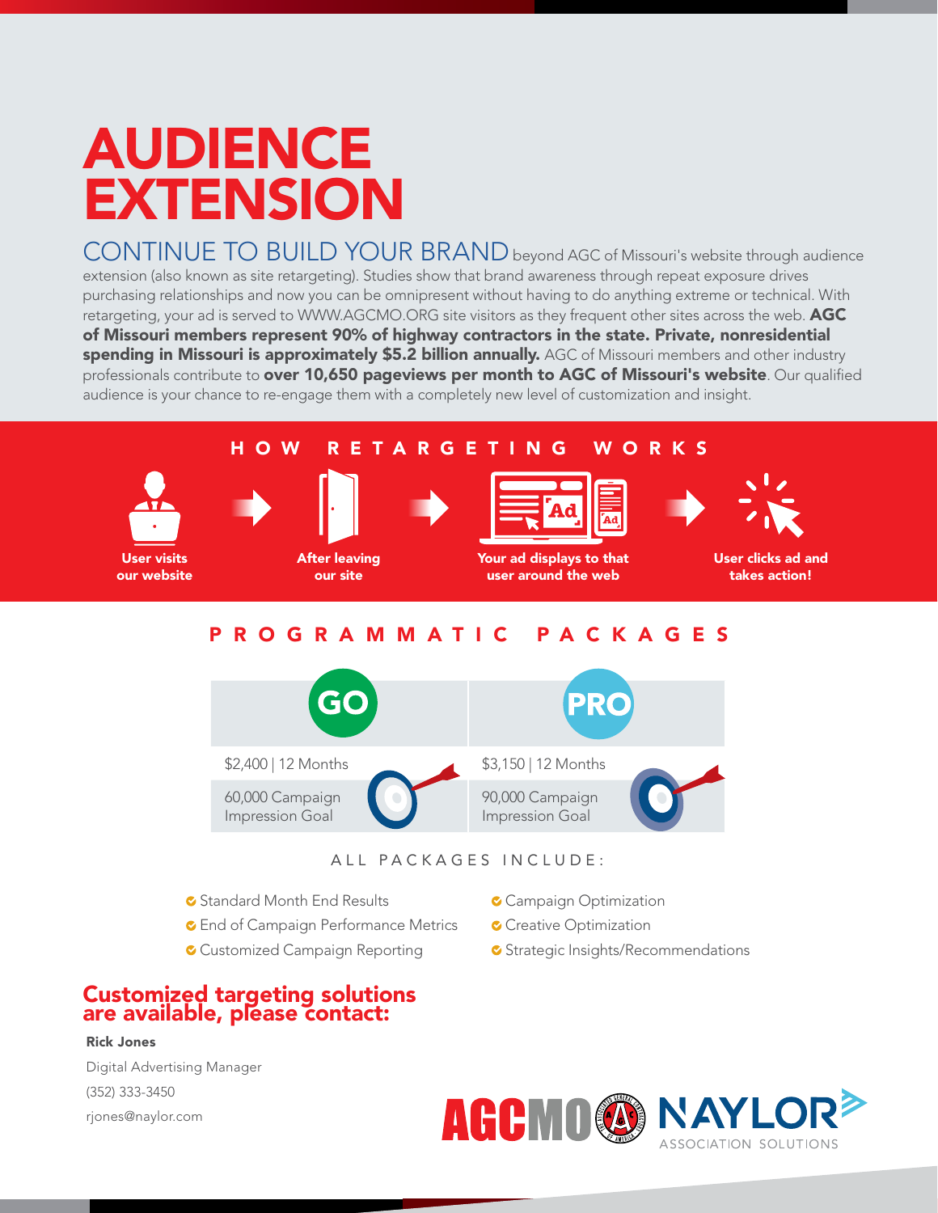# AUDIENCE EXTENSION

CONTINUE TO BUILD YOUR BRAND beyond AGC of Missouri's website through audience extension (also known as site retargeting). Studies show that brand awareness through repeat exposure drives purchasing relationships and now you can be omnipresent without having to do anything extreme or technical. With retargeting, your ad is served to WWW.AGCMO.ORG site visitors as they frequent other sites across the web. **AGC of Missouri members represent 90% of highway contractors in the state. Private, nonresidential spending in Missouri is approximately $5.2 billion annually.** AGC of Missouri members and other industry professionals contribute to **over 10,650 pageviews per month to AGC of Missouri's website**. Our qualified audience is your chance to re-engage them with a completely new level of customization and insight.

## HOW RETARGETING WORKS

User visits our website → After leaving our site → Your ad displays to that user around the web → User clicks ad and takes action!

## PROGRAMMATIC PACKAGES

| GO | PRO |
|---|---|
| $2,400 \| 12 Months | $3,150 \| 12 Months |
| 60,000 Campaign Impression Goal | 90,000 Campaign Impression Goal |

### ALL PACKAGES INCLUDE:

- Standard Month End Results
- End of Campaign Performance Metrics
- Customized Campaign Reporting
- Campaign Optimization
- Creative Optimization
- Strategic Insights/Recommendations

## Customized targeting solutions are available, please contact:

**Rick Jones**
Digital Advertising Manager
(352) 333-3450
rjones@naylor.com

AGCMO | NAYLOR ASSOCIATION SOLUTIONS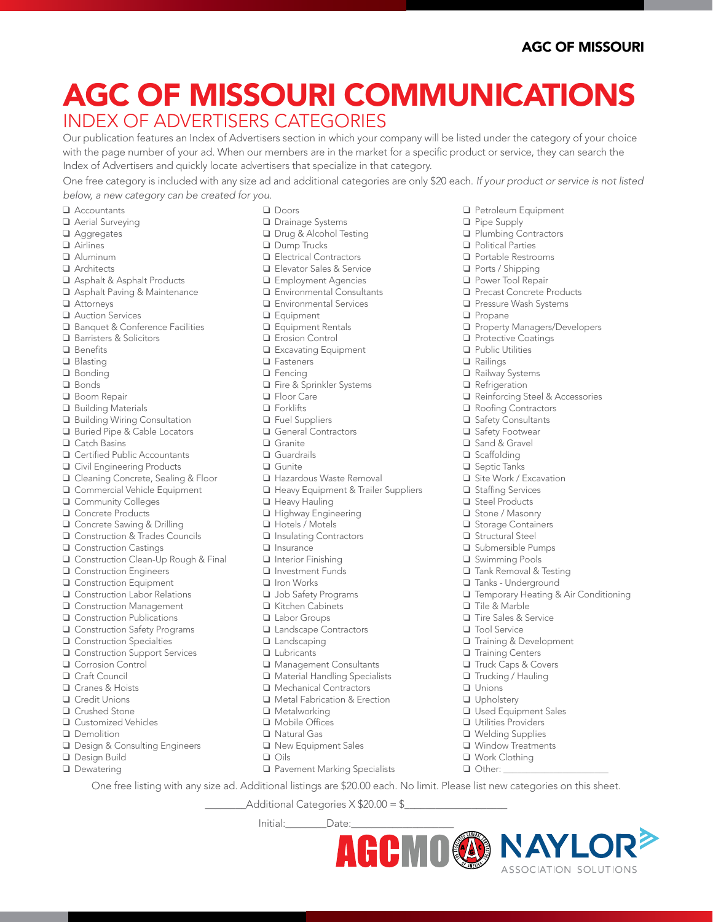# AGC OF MISSOURI COMMUNICATIONS

## INDEX OF ADVERTISERS CATEGORIES

Our publication features an Index of Advertisers section in which your company will be listed under the category of your choice with the page number of your ad. When our members are in the market for a specific product or service, they can search the Index of Advertisers and quickly locate advertisers that specialize in that category.

One free category is included with any size ad and additional categories are only $20 each. *If your product or service is not listed below, a new category can be created for you.*

- ❑ Accountants
- ❑ Aerial Surveying
- ❑ Aggregates
- ❑ Airlines
- ❑ Aluminum
- ❑ Architects
- ❑ Asphalt & Asphalt Products
- ❑ Asphalt Paving & Maintenance
- ❑ Attorneys
- ❑ Auction Services
- ❑ Banquet & Conference Facilities
- ❑ Barristers & Solicitors
- ❑ Benefits
- ❑ Blasting
- ❑ Bonding
- ❑ Bonds
- ❑ Boom Repair
- ❑ Building Materials
- ❑ Building Wiring Consultation
- ❑ Buried Pipe & Cable Locators
- ❑ Catch Basins
- ❑ Certified Public Accountants
- ❑ Civil Engineering Products
- ❑ Cleaning Concrete, Sealing & Floor
- ❑ Commercial Vehicle Equipment
- ❑ Community Colleges
- ❑ Concrete Products
- ❑ Concrete Sawing & Drilling
- ❑ Construction & Trades Councils
- ❑ Construction Castings
- ❑ Construction Clean-Up Rough & Final
- ❑ Construction Engineers
- ❑ Construction Equipment
- ❑ Construction Labor Relations
- ❑ Construction Management
- ❑ Construction Publications
- ❑ Construction Safety Programs
- ❑ Construction Specialties
- ❑ Construction Support Services
- ❑ Corrosion Control
- ❑ Craft Council
- ❑ Cranes & Hoists
- ❑ Credit Unions
- ❑ Crushed Stone
- ❑ Customized Vehicles
- ❑ Demolition
- ❑ Design & Consulting Engineers
- ❑ Design Build
- ❑ Dewatering
- ❑ Doors
- ❑ Drainage Systems
- ❑ Drug & Alcohol Testing
- ❑ Dump Trucks
- ❑ Electrical Contractors
- ❑ Elevator Sales & Service
- ❑ Employment Agencies
- ❑ Environmental Consultants
- ❑ Environmental Services
- ❑ Equipment
- ❑ Equipment Rentals
- ❑ Erosion Control
- ❑ Excavating Equipment
- ❑ Fasteners
- ❑ Fencing
- ❑ Fire & Sprinkler Systems
- ❑ Floor Care
- ❑ Forklifts
- ❑ Fuel Suppliers
- ❑ General Contractors
- ❑ Granite
- ❑ Guardrails
- ❑ Gunite
- ❑ Hazardous Waste Removal
- ❑ Heavy Equipment & Trailer Suppliers
- ❑ Heavy Hauling
- ❑ Highway Engineering
- ❑ Hotels / Motels
- ❑ Insulating Contractors
- ❑ Insurance
- ❑ Interior Finishing
- ❑ Investment Funds
- ❑ Iron Works
- ❑ Job Safety Programs
- ❑ Kitchen Cabinets
- ❑ Labor Groups
- ❑ Landscape Contractors
- ❑ Landscaping
- ❑ Lubricants
- ❑ Management Consultants
- ❑ Material Handling Specialists
- ❑ Mechanical Contractors
- ❑ Metal Fabrication & Erection
- ❑ Metalworking
- ❑ Mobile Offices
- ❑ Natural Gas
- ❑ New Equipment Sales
- ❑ Oils
- ❑ Pavement Marking Specialists
- ❑ Petroleum Equipment
- ❑ Pipe Supply
- ❑ Plumbing Contractors
- ❑ Political Parties
- ❑ Portable Restrooms
- ❑ Ports / Shipping
- ❑ Power Tool Repair
- ❑ Precast Concrete Products
- ❑ Pressure Wash Systems
- ❑ Propane
- ❑ Property Managers/Developers
- ❑ Protective Coatings
- ❑ Public Utilities
- ❑ Railings
- ❑ Railway Systems
- ❑ Refrigeration
- ❑ Reinforcing Steel & Accessories
- ❑ Roofing Contractors
- ❑ Safety Consultants
- ❑ Safety Footwear
- ❑ Sand & Gravel
- ❑ Scaffolding
- ❑ Septic Tanks
- ❑ Site Work / Excavation
- ❑ Staffing Services
- ❑ Steel Products
- ❑ Stone / Masonry
- ❑ Storage Containers
- ❑ Structural Steel
- ❑ Submersible Pumps
- ❑ Swimming Pools
- ❑ Tank Removal & Testing
- ❑ Tanks - Underground
- ❑ Temporary Heating & Air Conditioning
- ❑ Tile & Marble
- ❑ Tire Sales & Service
- ❑ Tool Service
- ❑ Training & Development
- ❑ Training Centers
- ❑ Truck Caps & Covers
- ❑ Trucking / Hauling
- ❑ Unions
- ❑ Upholstery
- ❑ Used Equipment Sales
- ❑ Utilities Providers
- ❑ Welding Supplies
- ❑ Window Treatments
- ❑ Work Clothing
- ❑ Other: ____________________

One free listing with any size ad. Additional listings are $20.00 each. No limit. Please list new categories on this sheet.

________Additional Categories X $20.00 = $__________________

Initial:________Date:__________________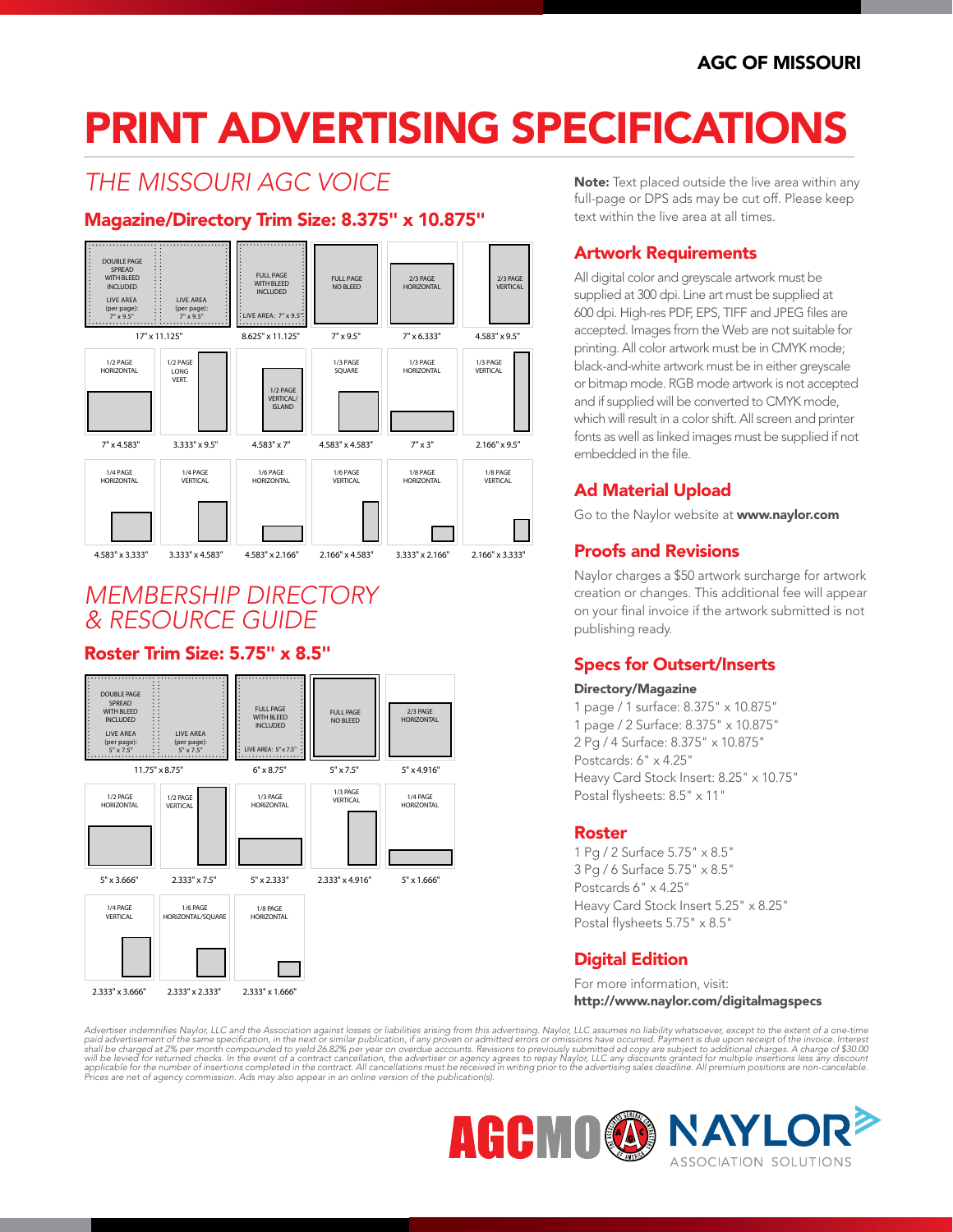AGC OF MISSOURI

# PRINT ADVERTISING SPECIFICATIONS

## *THE MISSOURI AGC VOICE*

### Magazine/Directory Trim Size: 8.375" x 10.875"

DOUBLE PAGE SPREAD WITH BLEED INCLUDED
LIVE AREA (per page): 7" x 9.5"
LIVE AREA (per page): 7" x 9.5"
17" x 11.125"

FULL PAGE WITH BLEED INCLUDED
LIVE AREA: 7" x 9.5"
8.625" x 11.125"

FULL PAGE NO BLEED
7" x 9.5"

2/3 PAGE HORIZONTAL
7" x 6.333"

2/3 PAGE VERTICAL
4.583" x 9.5"

1/2 PAGE HORIZONTAL
7" x 4.583"

1/2 PAGE LONG VERT.
3.333" x 9.5"

1/2 PAGE VERTICAL/ ISLAND
4.583" x 7"

1/3 PAGE SQUARE
4.583" x 4.583"

1/3 PAGE HORIZONTAL
7" x 3"

1/3 PAGE VERTICAL
2.166" x 9.5"

1/4 PAGE HORIZONTAL
4.583" x 3.333"

1/4 PAGE VERTICAL
3.333" x 4.583"

1/6 PAGE HORIZONTAL
4.583" x 2.166"

1/6 PAGE VERTICAL
2.166" x 4.583"

1/8 PAGE HORIZONTAL
3.333" x 2.166"

1/8 PAGE VERTICAL
2.166" x 3.333"

## *MEMBERSHIP DIRECTORY & RESOURCE GUIDE*

### Roster Trim Size: 5.75" x 8.5"

DOUBLE PAGE SPREAD WITH BLEED INCLUDED
LIVE AREA (per page): 5" x 7.5"
LIVE AREA (per page): 5" x 7.5"
11.75" x 8.75"

FULL PAGE WITH BLEED INCLUDED
LIVE AREA: 5" x 7.5"
6" x 8.75"

FULL PAGE NO BLEED
5" x 7.5"

2/3 PAGE HORIZONTAL
5" x 4.916"

1/2 PAGE HORIZONTAL
5" x 3.666"

1/2 PAGE VERTICAL
2.333" x 7.5"

1/3 PAGE HORIZONTAL
5" x 2.333"

1/3 PAGE VERTICAL
2.333" x 4.916"

1/4 PAGE HORIZONTAL
5" x 1.666"

1/4 PAGE VERTICAL
2.333" x 3.666"

1/6 PAGE HORIZONTAL/SQUARE
2.333" x 2.333"

1/8 PAGE HORIZONTAL
2.333" x 1.666"

**Note:** Text placed outside the live area within any full-page or DPS ads may be cut off. Please keep text within the live area at all times.

### Artwork Requirements

All digital color and greyscale artwork must be supplied at 300 dpi. Line art must be supplied at 600 dpi. High-res PDF, EPS, TIFF and JPEG files are accepted. Images from the Web are not suitable for printing. All color artwork must be in CMYK mode; black-and-white artwork must be in either greyscale or bitmap mode. RGB mode artwork is not accepted and if supplied will be converted to CMYK mode, which will result in a color shift. All screen and printer fonts as well as linked images must be supplied if not embedded in the file.

### Ad Material Upload

Go to the Naylor website at **www.naylor.com**

### Proofs and Revisions

Naylor charges a $50 artwork surcharge for artwork creation or changes. This additional fee will appear on your final invoice if the artwork submitted is not publishing ready.

### Specs for Outsert/Inserts

**Directory/Magazine**

1 page / 1 surface: 8.375" x 10.875"
1 page / 2 Surface: 8.375" x 10.875"
2 Pg / 4 Surface: 8.375" x 10.875"
Postcards: 6" x 4.25"
Heavy Card Stock Insert: 8.25" x 10.75"
Postal flysheets: 8.5" x 11"

### Roster

1 Pg / 2 Surface 5.75" x 8.5"
3 Pg / 6 Surface 5.75" x 8.5"
Postcards 6" x 4.25"
Heavy Card Stock Insert 5.25" x 8.25"
Postal flysheets 5.75" x 8.5"

### Digital Edition

For more information, visit:
**http://www.naylor.com/digitalmagspecs**

*Advertiser indemnifies Naylor, LLC and the Association against losses or liabilities arising from this advertising. Naylor, LLC assumes no liability whatsoever, except to the extent of a one-time paid advertisement of the same specification, in the next or similar publication, if any proven or admitted errors or omissions have occurred. Payment is due upon receipt of the invoice. Interest shall be charged at 2% per month compounded to yield 26.82% per year on overdue accounts. Revisions to previously submitted ad copy are subject to additional charges. A charge of $30.00 will be levied for returned checks. In the event of a contract cancellation, the advertiser or agency agrees to repay Naylor, LLC any discounts granted for multiple insertions less any discount applicable for the number of insertions completed in the contract. All cancellations must be received in writing prior to the advertising sales deadline. All premium positions are non-cancelable. Prices are net of agency commission. Ads may also appear in an online version of the publication(s).*

AGCMO NAYLOR ASSOCIATION SOLUTIONS